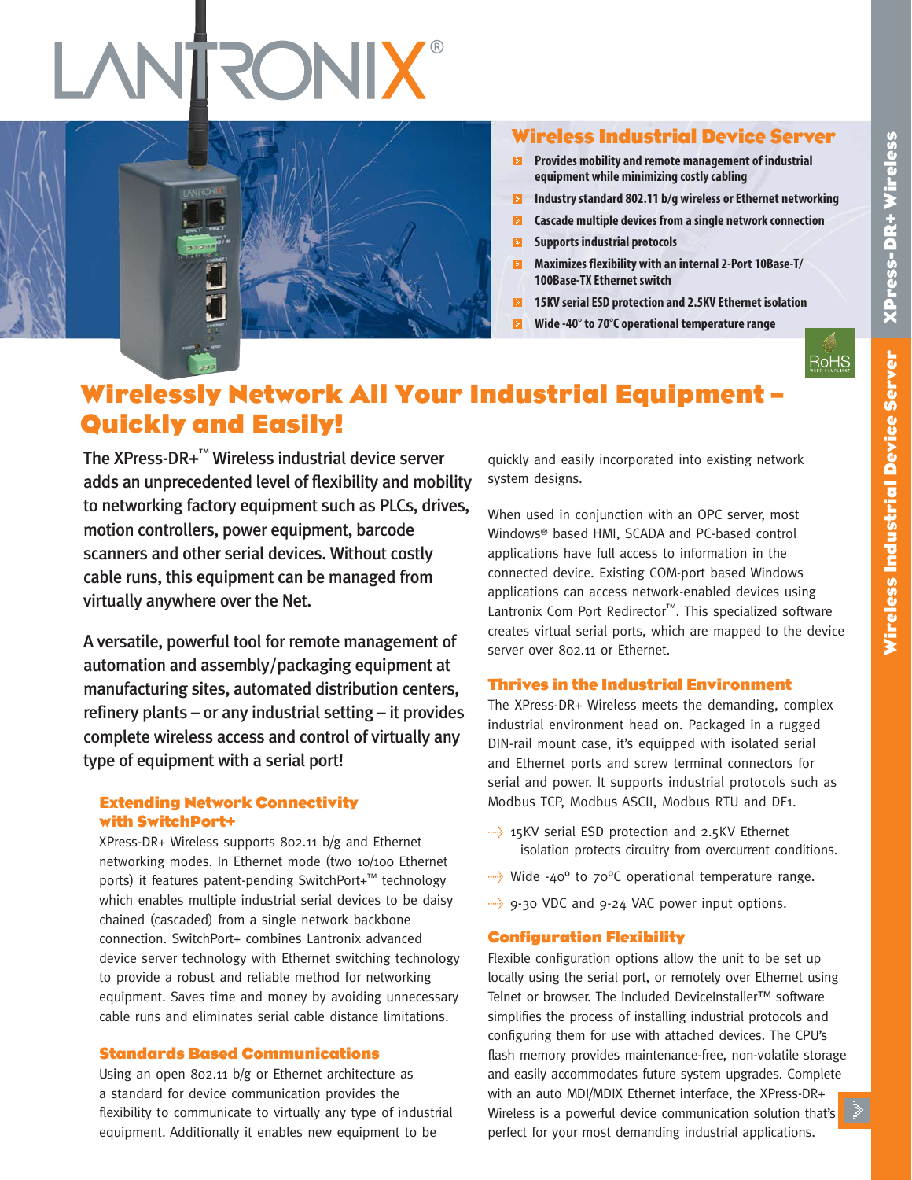## Wireless Industrial Device Server

- Provides mobility and remote management of industrial equipment while minimizing costly cabling
- Industry standard 802.11 b/g wireless or Ethernet networking
- Cascade multiple devices from a single network connection
- Supports industrial protocols
- Maximizes flexibility with an internal 2-Port 10Base-T/100Base-TX Ethernet switch
- 15KV serial ESD protection and 2.5KV Ethernet isolation
- Wide -40° to 70°C operational temperature range

# Wirelessly Network All Your Industrial Equipment – Quickly and Easily!

**The XPress-DR+™ Wireless industrial device server adds an unprecedented level of flexibility and mobility to networking factory equipment such as PLCs, drives, motion controllers, power equipment, barcode scanners and other serial devices. Without costly cable runs, this equipment can be managed from virtually anywhere over the Net.**

**A versatile, powerful tool for remote management of automation and assembly/packaging equipment at manufacturing sites, automated distribution centers, refinery plants – or any industrial setting – it provides complete wireless access and control of virtually any type of equipment with a serial port!**

### Extending Network Connectivity with SwitchPort+

XPress-DR+ Wireless supports 802.11 b/g and Ethernet networking modes. In Ethernet mode (two 10/100 Ethernet ports) it features patent-pending SwitchPort+™ technology which enables multiple industrial serial devices to be daisy chained (cascaded) from a single network backbone connection. SwitchPort+ combines Lantronix advanced device server technology with Ethernet switching technology to provide a robust and reliable method for networking equipment. Saves time and money by avoiding unnecessary cable runs and eliminates serial cable distance limitations.

### Standards Based Communications

Using an open 802.11 b/g or Ethernet architecture as a standard for device communication provides the flexibility to communicate to virtually any type of industrial equipment. Additionally it enables new equipment to be quickly and easily incorporated into existing network system designs.

When used in conjunction with an OPC server, most Windows® based HMI, SCADA and PC-based control applications have full access to information in the connected device. Existing COM-port based Windows applications can access network-enabled devices using Lantronix Com Port Redirector™. This specialized software creates virtual serial ports, which are mapped to the device server over 802.11 or Ethernet.

### Thrives in the Industrial Environment

The XPress-DR+ Wireless meets the demanding, complex industrial environment head on. Packaged in a rugged DIN-rail mount case, it's equipped with isolated serial and Ethernet ports and screw terminal connectors for serial and power. It supports industrial protocols such as Modbus TCP, Modbus ASCII, Modbus RTU and DF1.

- 15KV serial ESD protection and 2.5KV Ethernet isolation protects circuitry from overcurrent conditions.
- Wide -40° to 70°C operational temperature range.
- 9-30 VDC and 9-24 VAC power input options.

### Configuration Flexibility

Flexible configuration options allow the unit to be set up locally using the serial port, or remotely over Ethernet using Telnet or browser. The included DeviceInstaller™ software simplifies the process of installing industrial protocols and configuring them for use with attached devices. The CPU's flash memory provides maintenance-free, non-volatile storage and easily accommodates future system upgrades. Complete with an auto MDI/MDIX Ethernet interface, the XPress-DR+ Wireless is a powerful device communication solution that's perfect for your most demanding industrial applications.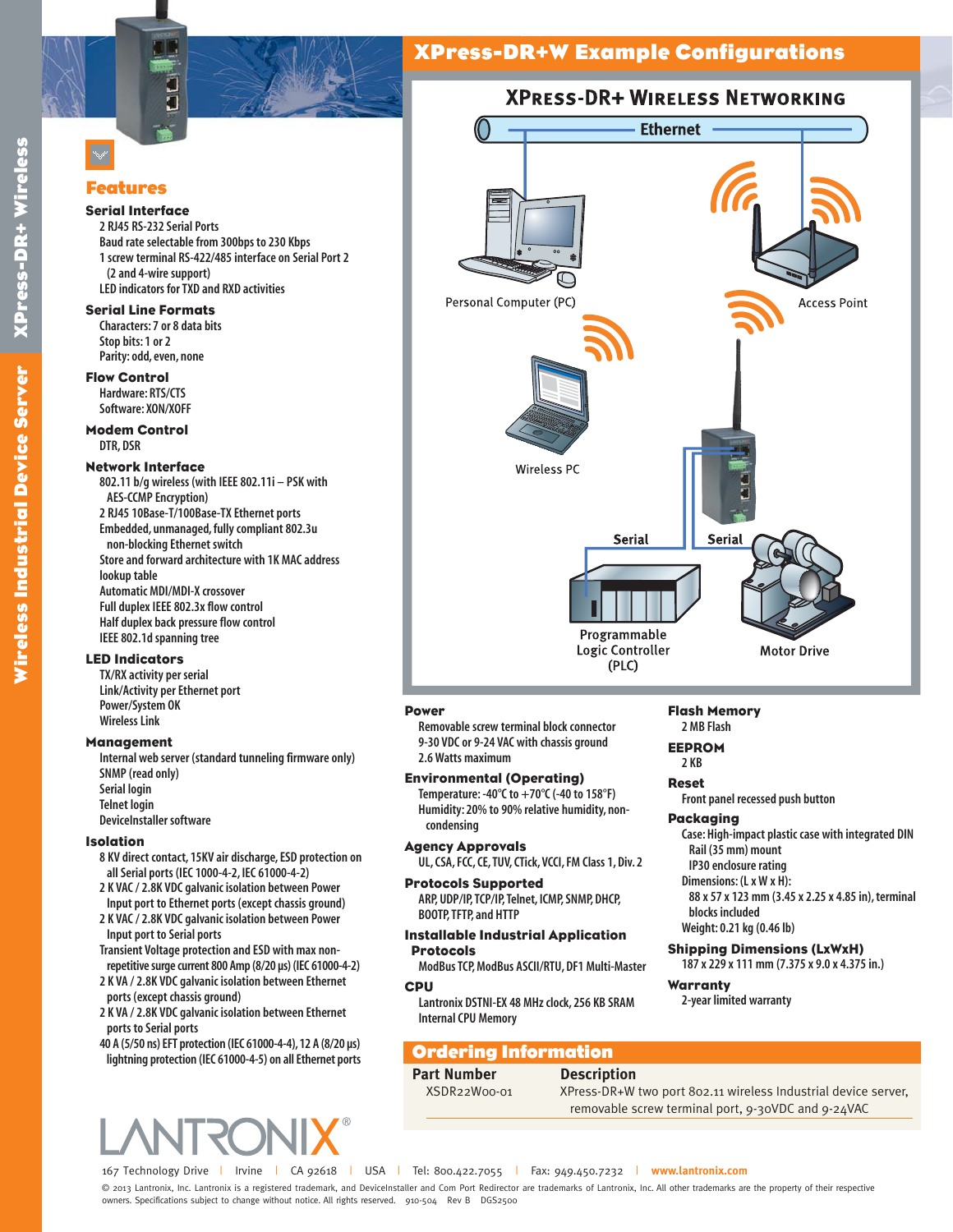## Features

### Serial Interface
- 2 RJ45 RS-232 Serial Ports
- Baud rate selectable from 300bps to 230 Kbps
- 1 screw terminal RS-422/485 interface on Serial Port 2 (2 and 4-wire support)
- LED indicators for TXD and RXD activities

### Serial Line Formats
- Characters: 7 or 8 data bits
- Stop bits: 1 or 2
- Parity: odd, even, none

### Flow Control
- Hardware: RTS/CTS
- Software: XON/XOFF

### Modem Control
- DTR, DSR

### Network Interface
- 802.11 b/g wireless (with IEEE 802.11i – PSK with AES-CCMP Encryption)
- 2 RJ45 10Base-T/100Base-TX Ethernet ports
- Embedded, unmanaged, fully compliant 802.3u non-blocking Ethernet switch
- Store and forward architecture with 1K MAC address lookup table
- Automatic MDI/MDI-X crossover
- Full duplex IEEE 802.3x flow control
- Half duplex back pressure flow control
- IEEE 802.1d spanning tree

### LED Indicators
- TX/RX activity per serial
- Link/Activity per Ethernet port
- Power/System OK
- Wireless Link

### Management
- Internal web server (standard tunneling firmware only)
- SNMP (read only)
- Serial login
- Telnet login
- DeviceInstaller software

### Isolation
- 8 KV direct contact, 15KV air discharge, ESD protection on all Serial ports (IEC 1000-4-2, IEC 61000-4-2)
- 2 K VAC / 2.8K VDC galvanic isolation between Power Input port to Ethernet ports (except chassis ground)
- 2 K VAC / 2.8K VDC galvanic isolation between Power Input port to Serial ports
- Transient Voltage protection and ESD with max non-repetitive surge current 800 Amp (8/20 µs) (IEC 61000-4-2)
- 2 K VA / 2.8K VDC galvanic isolation between Ethernet ports (except chassis ground)
- 2 K VA / 2.8K VDC galvanic isolation between Ethernet ports to Serial ports
- 40 A (5/50 ns) EFT protection (IEC 61000-4-4), 12 A (8/20 µs) lightning protection (IEC 61000-4-5) on all Ethernet ports

## XPress-DR+W Example Configurations

XPRESS-DR+ WIRELESS NETWORKING

Ethernet

Personal Computer (PC)

Access Point

Wireless PC

Serial

Serial

Programmable Logic Controller (PLC)

Motor Drive

### Power
- Removable screw terminal block connector
- 9-30 VDC or 9-24 VAC with chassis ground
- 2.6 Watts maximum

### Environmental (Operating)
- Temperature: -40°C to +70°C (-40 to 158°F)
- Humidity: 20% to 90% relative humidity, non-condensing

### Agency Approvals
- UL, CSA, FCC, CE, TUV, CTick, VCCI, FM Class 1, Div. 2

### Protocols Supported
- ARP, UDP/IP, TCP/IP, Telnet, ICMP, SNMP, DHCP, BOOTP, TFTP, and HTTP

### Installable Industrial Application Protocols
- ModBus TCP, ModBus ASCII/RTU, DF1 Multi-Master

### CPU
- Lantronix DSTNI-EX 48 MHz clock, 256 KB SRAM
- Internal CPU Memory

### Flash Memory
- 2 MB Flash

### EEPROM
- 2 KB

### Reset
- Front panel recessed push button

### Packaging
- Case: High-impact plastic case with integrated DIN Rail (35 mm) mount
- IP30 enclosure rating
- Dimensions: (L x W x H): 88 x 57 x 123 mm (3.45 x 2.25 x 4.85 in), terminal blocks included
- Weight: 0.21 kg (0.46 lb)

### Shipping Dimensions (LxWxH)
- 187 x 229 x 111 mm (7.375 x 9.0 x 4.375 in.)

### Warranty
- 2-year limited warranty

## Ordering Information

| Part Number | Description |
|---|---|
| XSDR22W00-01 | XPress-DR+W two port 802.11 wireless Industrial device server, removable screw terminal port, 9-30VDC and 9-24VAC |

LANTRONIX®

167 Technology Drive | Irvine | CA 92618 | USA | Tel: 800.422.7055 | Fax: 949.450.7232 | www.lantronix.com

© 2013 Lantronix, Inc. Lantronix is a registered trademark, and DeviceInstaller and Com Port Redirector are trademarks of Lantronix, Inc. All other trademarks are the property of their respective owners. Specifications subject to change without notice. All rights reserved. 910-504 Rev B DGS2500